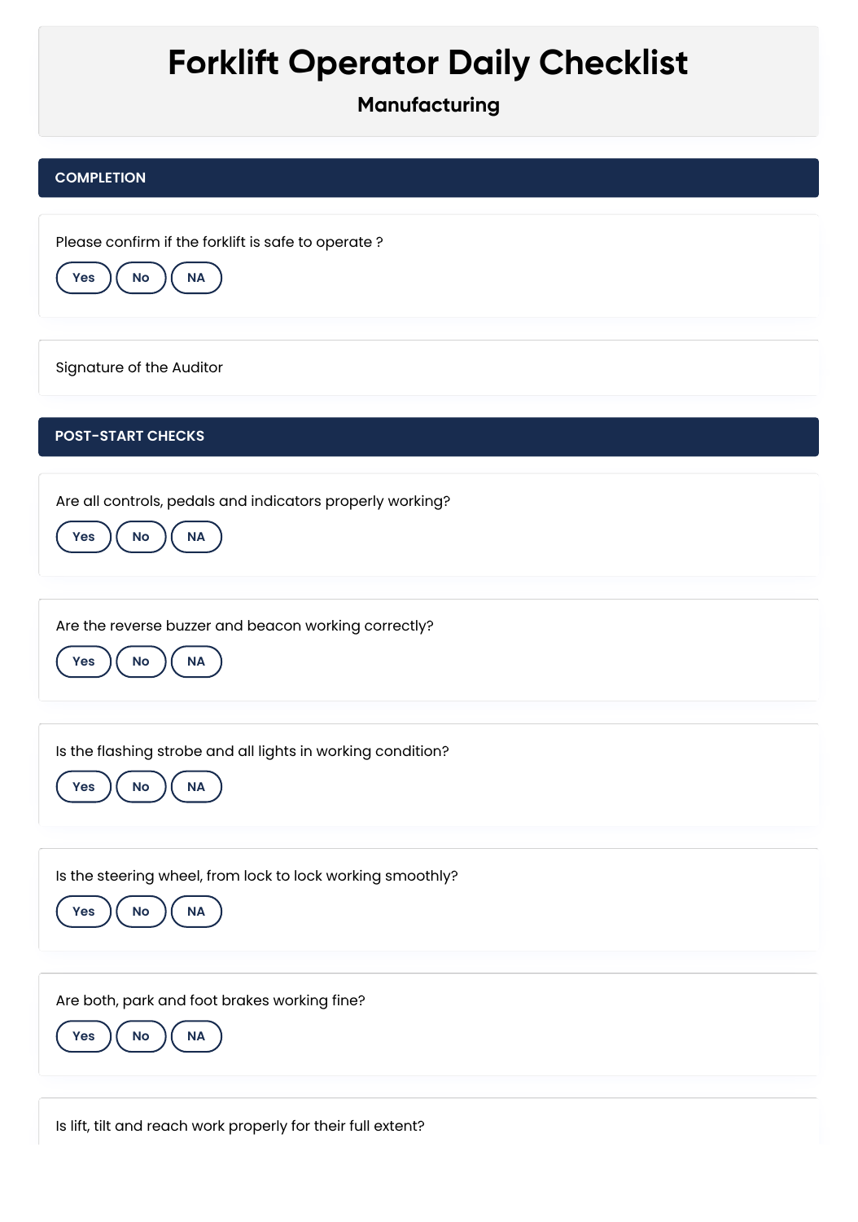# Forklift Operator Daily Checklist

## Manufacturing

## COMPLETION

Please confirm if the forklift is safe to operate ?

Yes | No | NA

Signature of the Auditor

## POST-START CHECKS

Are all controls, pedals and indicators properly working?

Yes | No | NA

Are the reverse buzzer and beacon working correctly?

Yes | No | NA

Is the flashing strobe and all lights in working condition?

Yes | No | NA

Is the steering wheel, from lock to lock working smoothly?

Yes | No | NA

Are both, park and foot brakes working fine?

Yes | No | NA

Is lift, tilt and reach work properly for their full extent?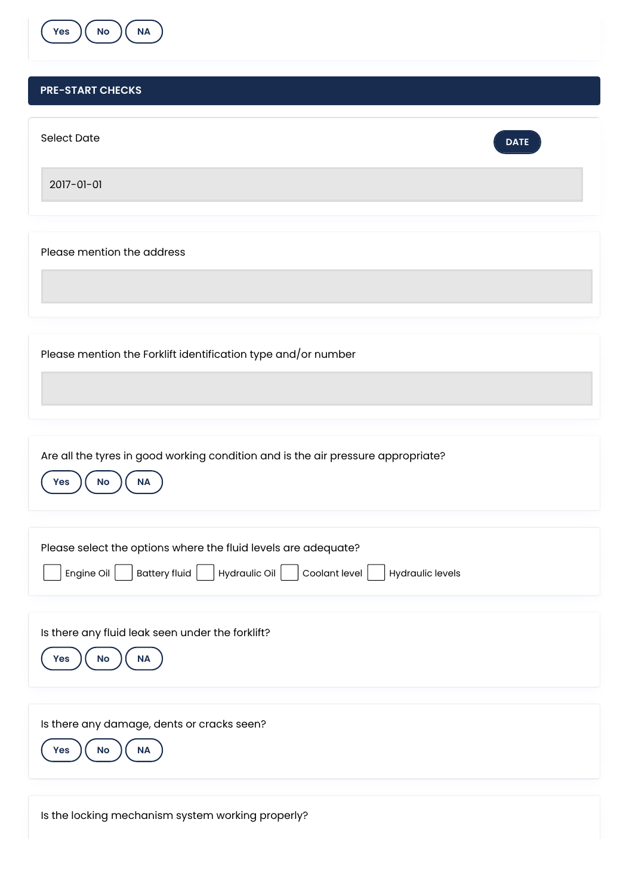Yes No NA

## PRE-START CHECKS

Select Date

DATE

2017-01-01

Please mention the address

Please mention the Forklift identification type and/or number

Are all the tyres in good working condition and is the air pressure appropriate?

Yes No NA

Please select the options where the fluid levels are adequate?

- [ ] Engine Oil
- [ ] Battery fluid
- [ ] Hydraulic Oil
- [ ] Coolant level
- [ ] Hydraulic levels

Is there any fluid leak seen under the forklift?

Yes No NA

Is there any damage, dents or cracks seen?

Yes No NA

Is the locking mechanism system working properly?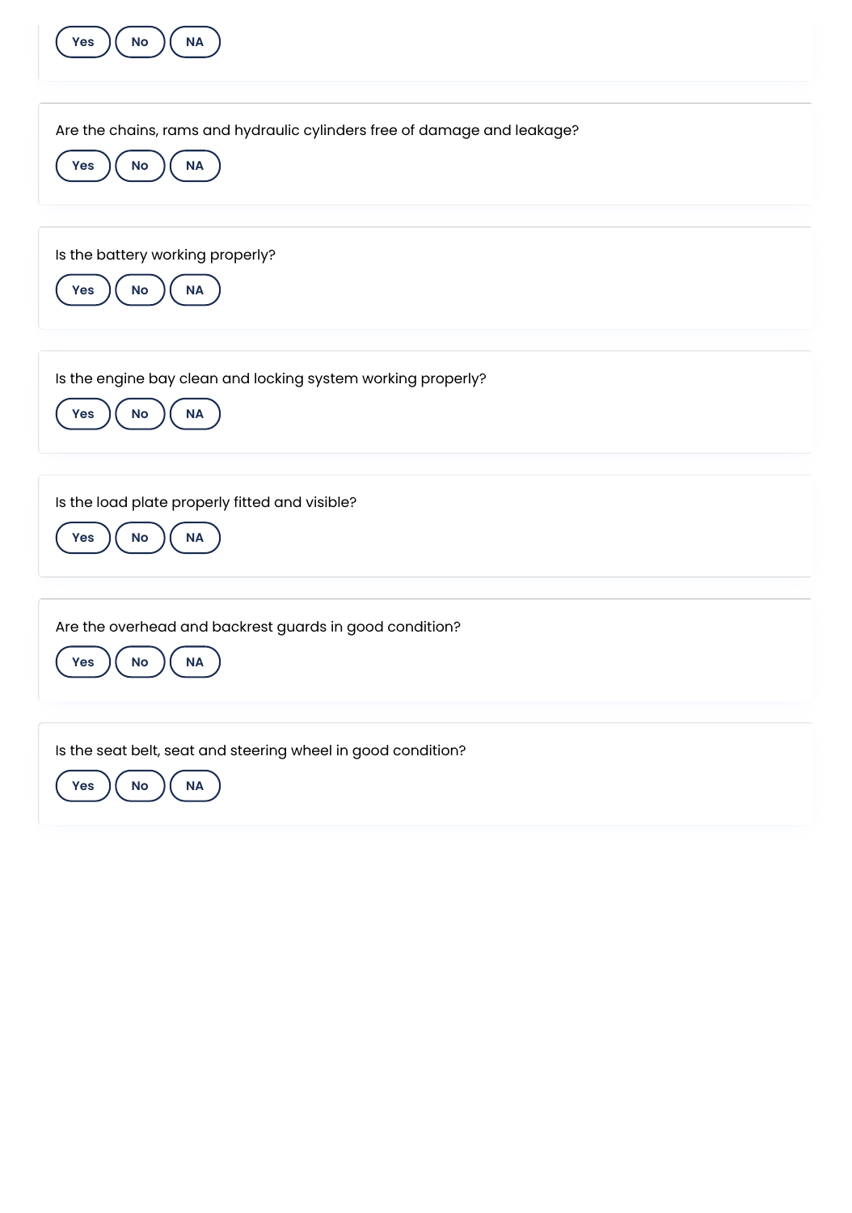Yes No NA

Are the chains, rams and hydraulic cylinders free of damage and leakage?

Yes No NA

Is the battery working properly?

Yes No NA

Is the engine bay clean and locking system working properly?

Yes No NA

Is the load plate properly fitted and visible?

Yes No NA

Are the overhead and backrest guards in good condition?

Yes No NA

Is the seat belt, seat and steering wheel in good condition?

Yes No NA